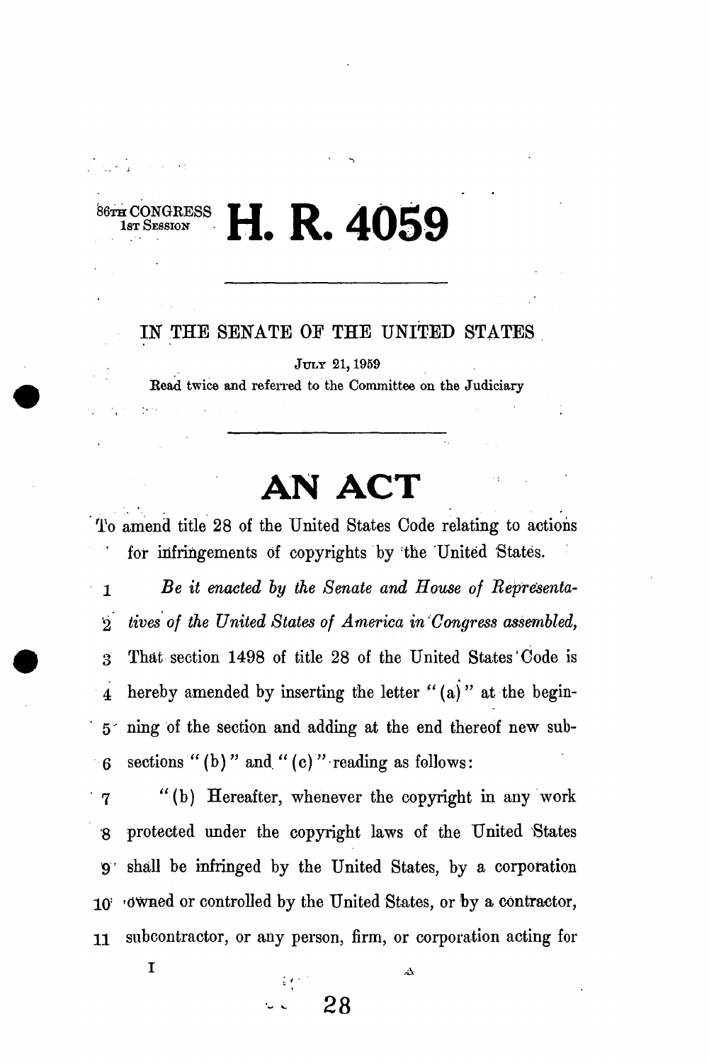86TH CONGRESS
1ST SESSION

# H. R. 4059

---

IN THE SENATE OF THE UNITED STATES

JULY 21, 1959

Read twice and referred to the Committee on the Judiciary

---

# AN ACT

To amend title 28 of the United States Code relating to actions for infringements of copyrights by the United States.

1 *Be it enacted by the Senate and House of Representa-*
2 *tives of the United States of America in Congress assembled,*
3 That section 1498 of title 28 of the United States Code is
4 hereby amended by inserting the letter "(a)" at the begin-
5 ning of the section and adding at the end thereof new sub-
6 sections "(b)" and "(c)" reading as follows:
7 "(b) Hereafter, whenever the copyright in any work
8 protected under the copyright laws of the United States
9 shall be infringed by the United States, by a corporation
10 owned or controlled by the United States, or by a contractor,
11 subcontractor, or any person, firm, or corporation acting for

I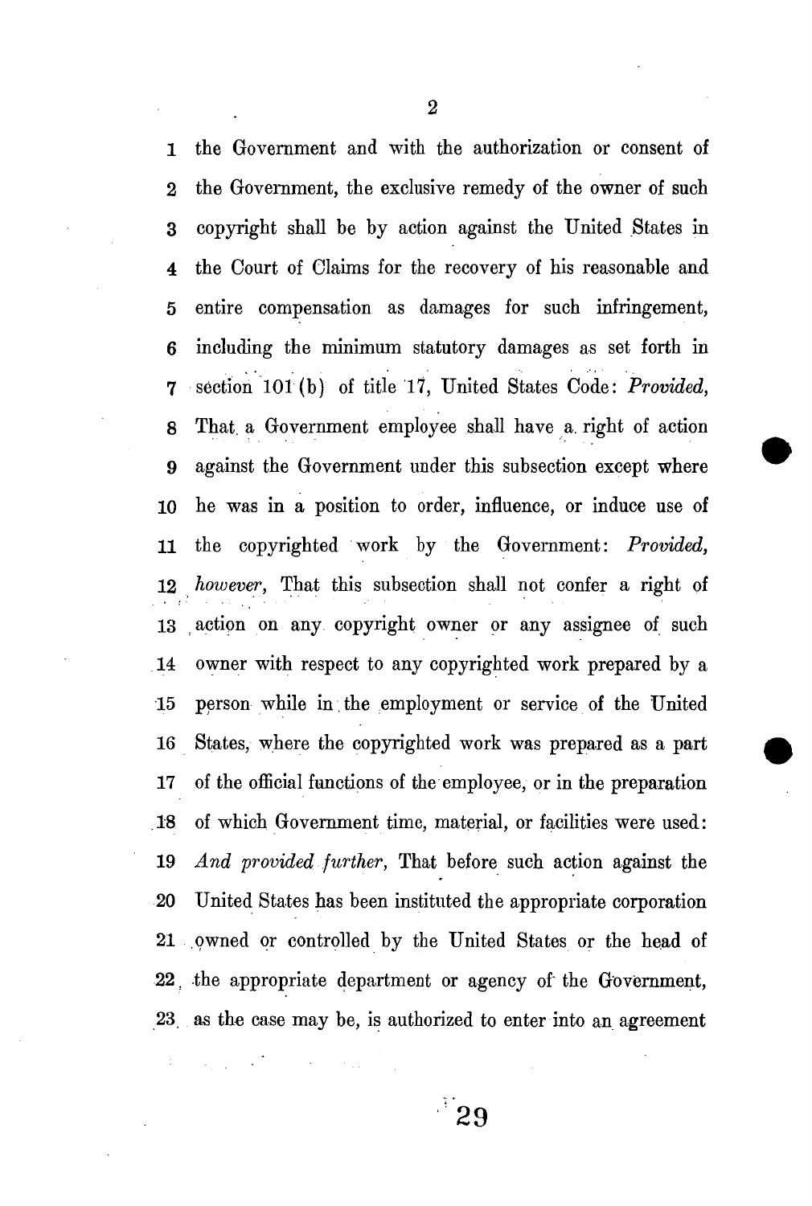the Government and with the authorization or consent of the Government, the exclusive remedy of the owner of such copyright shall be by action against the United States in the Court of Claims for the recovery of his reasonable and entire compensation as damages for such infringement, including the minimum statutory damages as set forth in section 101 (b) of title 17, United States Code: *Provided,* That a Government employee shall have a right of action against the Government under this subsection except where he was in a position to order, influence, or induce use of the copyrighted work by the Government: *Provided, however,* That this subsection shall not confer a right of action on any copyright owner or any assignee of such owner with respect to any copyrighted work prepared by a person while in the employment or service of the United States, where the copyrighted work was prepared as a part of the official functions of the employee, or in the preparation of which Government time, material, or facilities were used: *And provided further,* That before such action against the United States has been instituted the appropriate corporation owned or controlled by the United States or the head of the appropriate department or agency of the Government, as the case may be, is authorized to enter into an agreement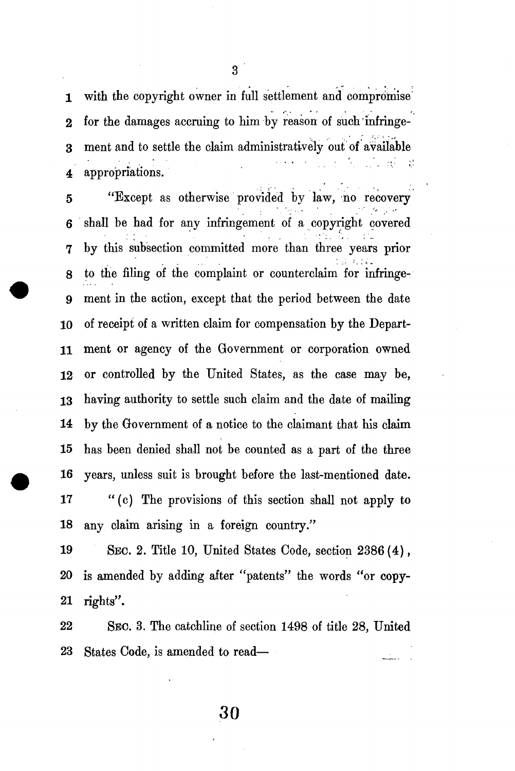with the copyright owner in full settlement and compromise for the damages accruing to him by reason of such infringement and to settle the claim administratively out of available appropriations.

"Except as otherwise provided by law, no recovery shall be had for any infringement of a copyright covered by this subsection committed more than three years prior to the filing of the complaint or counterclaim for infringement in the action, except that the period between the date of receipt of a written claim for compensation by the Department or agency of the Government or corporation owned or controlled by the United States, as the case may be, having authority to settle such claim and the date of mailing by the Government of a notice to the claimant that his claim has been denied shall not be counted as a part of the three years, unless suit is brought before the last-mentioned date.

"(c) The provisions of this section shall not apply to any claim arising in a foreign country."

SEC. 2. Title 10, United States Code, section 2386 (4), is amended by adding after "patents" the words "or copyrights".

SEC. 3. The catchline of section 1498 of title 28, United States Code, is amended to read—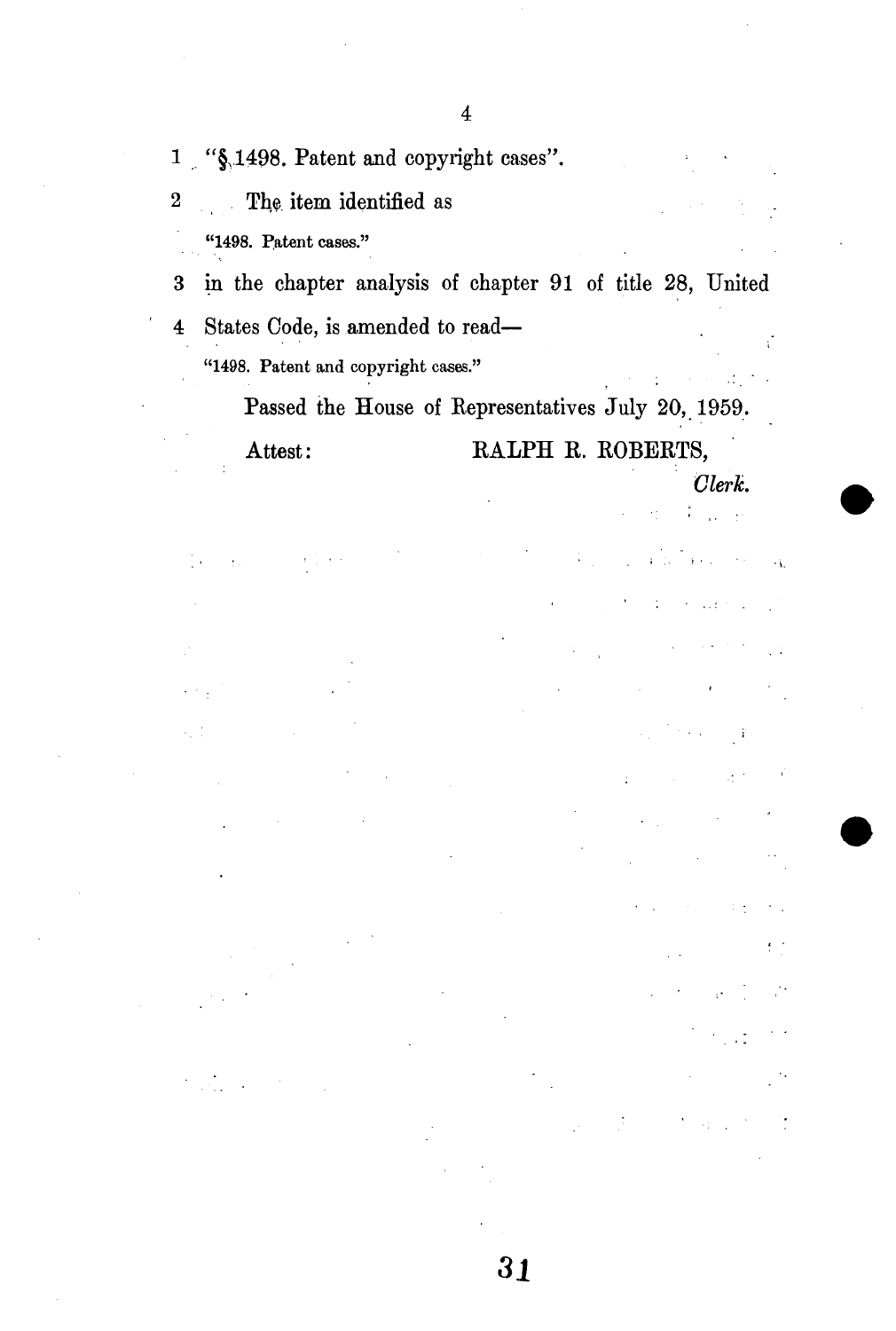1 "§ 1498. Patent and copyright cases".

2 The item identified as

"1498. Patent cases."

3 in the chapter analysis of chapter 91 of title 28, United

4 States Code, is amended to read—

"1498. Patent and copyright cases."

Passed the House of Representatives July 20, 1959.

Attest: RALPH R. ROBERTS,

*Clerk.*

31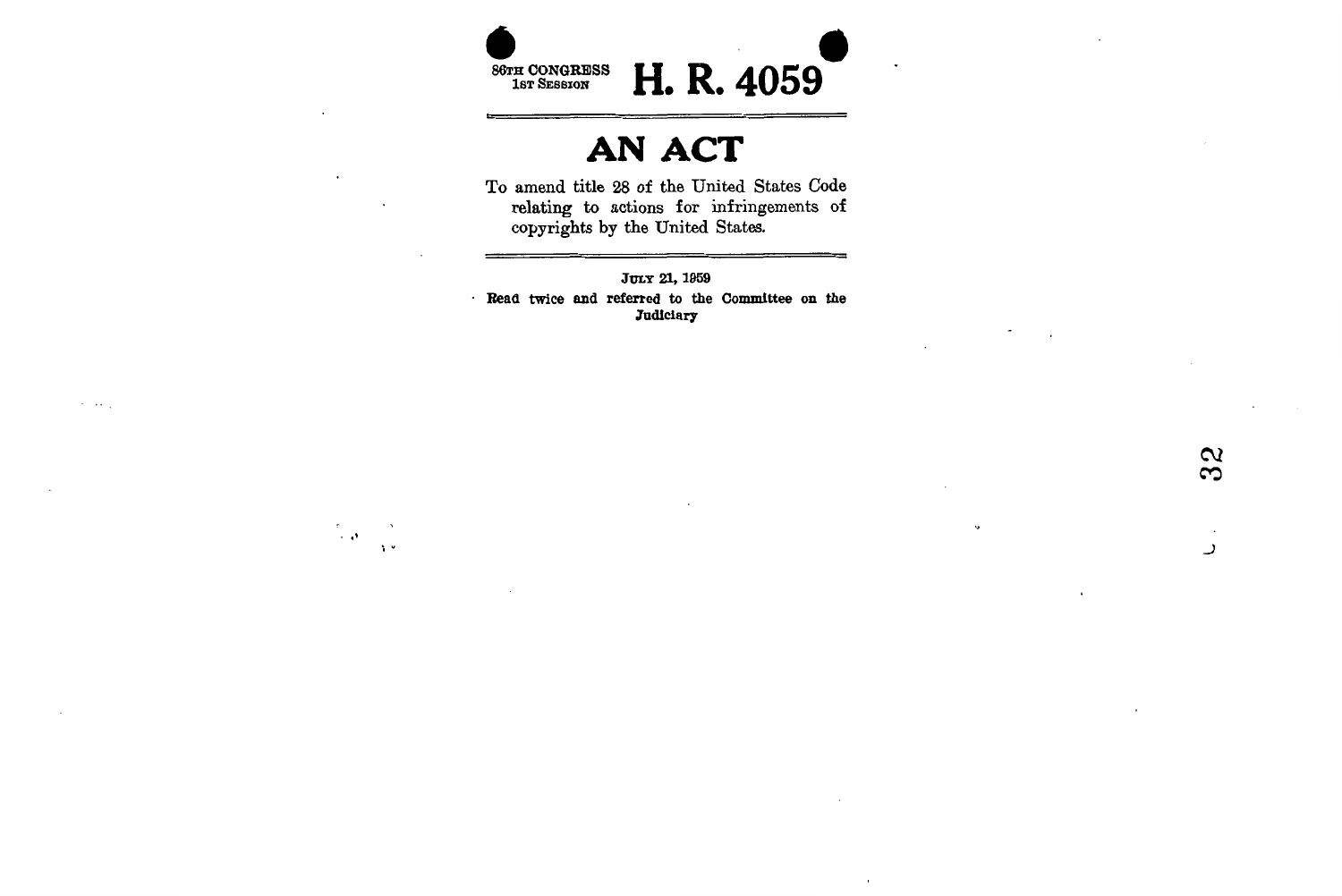86TH CONGRESS
1ST SESSION

# H. R. 4059

## AN ACT

To amend title 28 of the United States Code relating to actions for infringements of copyrights by the United States.

JULY 21, 1959

Read twice and referred to the Committee on the Judiciary